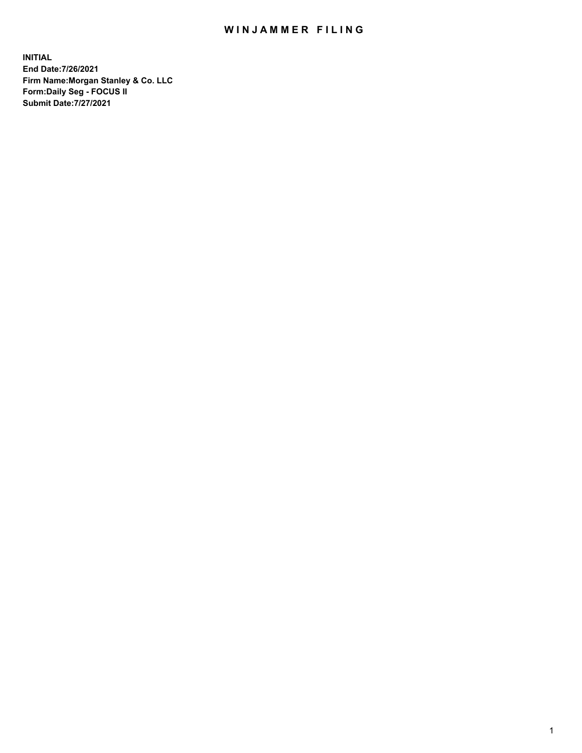# WINJAMMER FILING

**INITIAL**
**End Date:7/26/2021**
**Firm Name:Morgan Stanley & Co. LLC**
**Form:Daily Seg - FOCUS II**
**Submit Date:7/27/2021**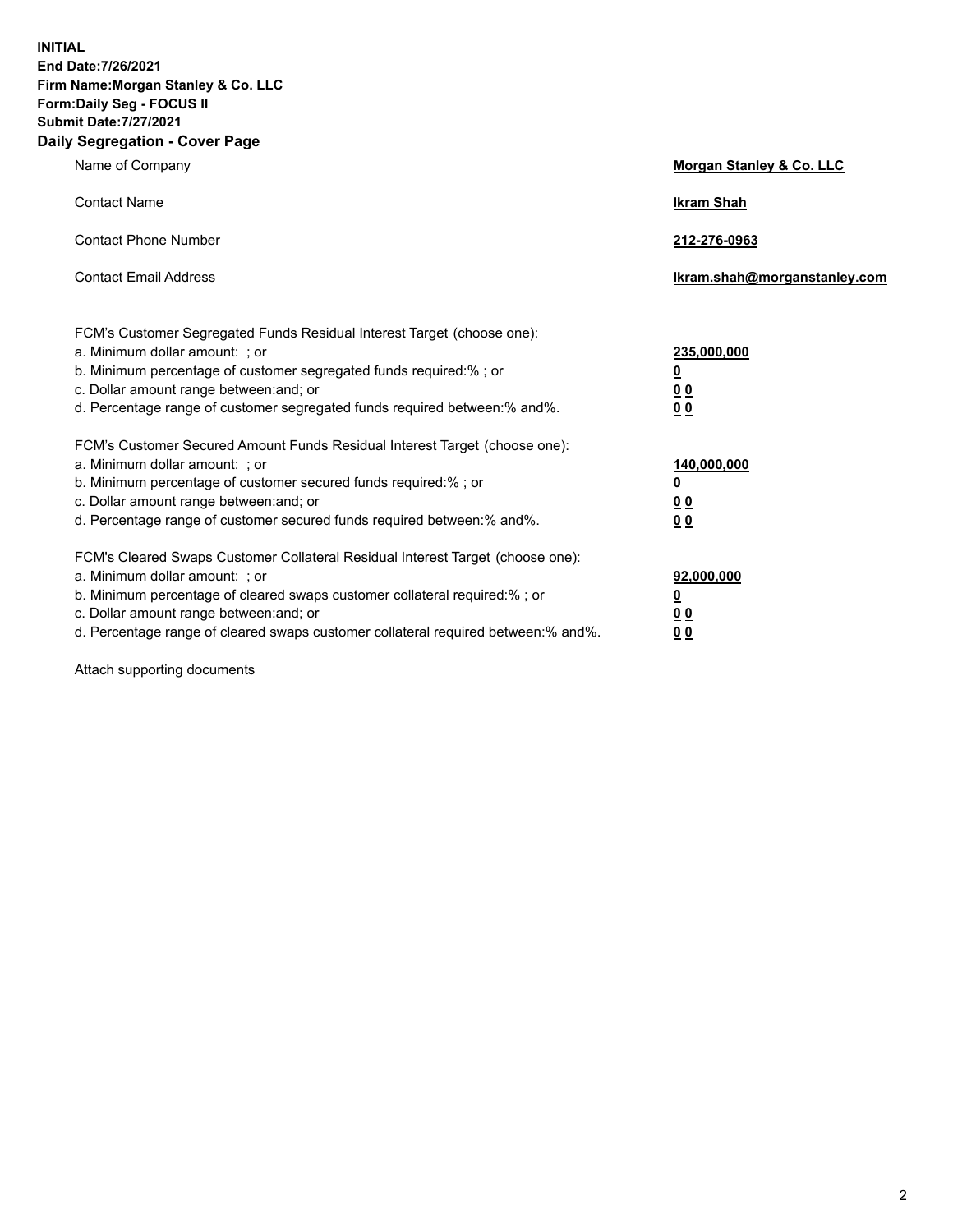**INITIAL**
**End Date:7/26/2021**
**Firm Name:Morgan Stanley & Co. LLC**
**Form:Daily Seg - FOCUS II**
**Submit Date:7/27/2021**

## Daily Segregation - Cover Page

| | |
|---|---|
| Name of Company | **Morgan Stanley & Co. LLC** |
| Contact Name | **Ikram Shah** |
| Contact Phone Number | **212-276-0963** |
| Contact Email Address | **Ikram.shah@morganstanley.com** |

| | |
|---|---|
| FCM's Customer Segregated Funds Residual Interest Target (choose one): | |
| a. Minimum dollar amount: ; or | **235,000,000** |
| b. Minimum percentage of customer segregated funds required:% ; or | **0** |
| c. Dollar amount range between:and; or | **0 0** |
| d. Percentage range of customer segregated funds required between:% and%. | **0 0** |
| FCM's Customer Secured Amount Funds Residual Interest Target (choose one): | |
| a. Minimum dollar amount: ; or | **140,000,000** |
| b. Minimum percentage of customer secured funds required:% ; or | **0** |
| c. Dollar amount range between:and; or | **0 0** |
| d. Percentage range of customer secured funds required between:% and%. | **0 0** |
| FCM's Cleared Swaps Customer Collateral Residual Interest Target (choose one): | |
| a. Minimum dollar amount: ; or | **92,000,000** |
| b. Minimum percentage of cleared swaps customer collateral required:% ; or | **0** |
| c. Dollar amount range between:and; or | **0 0** |
| d. Percentage range of cleared swaps customer collateral required between:% and%. | **0 0** |

Attach supporting documents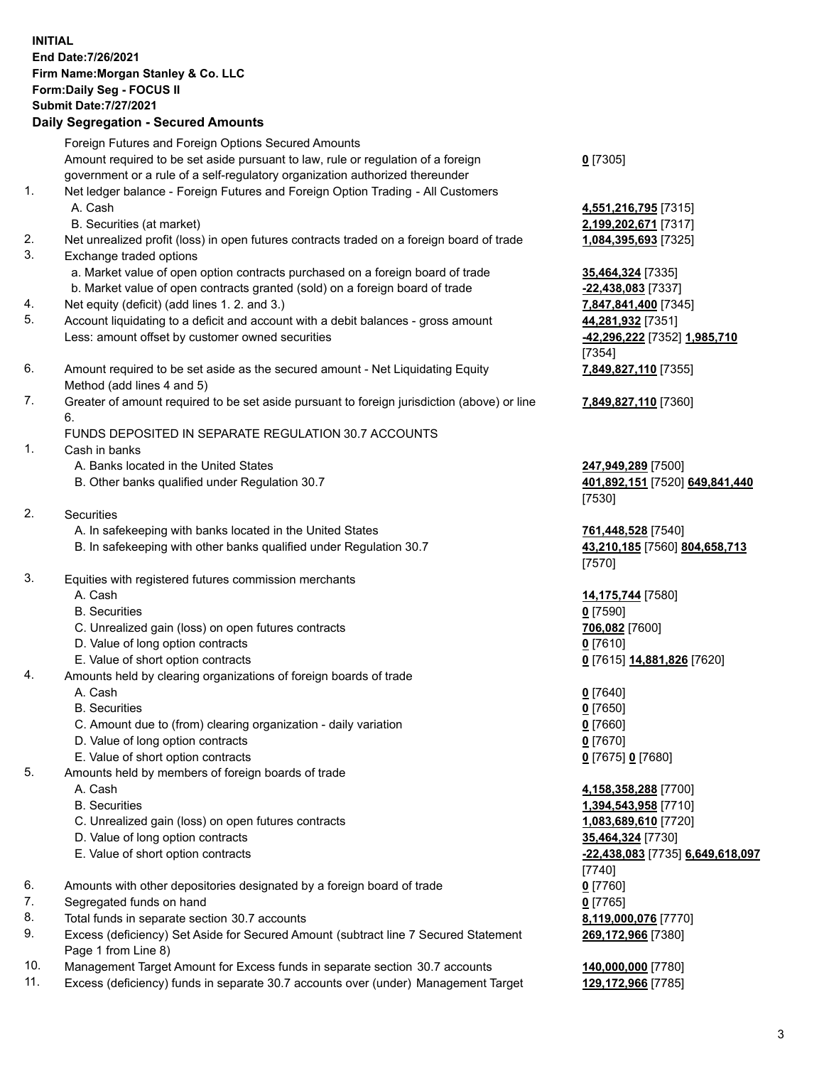**INITIAL**
**End Date:7/26/2021**
**Firm Name:Morgan Stanley & Co. LLC**
**Form:Daily Seg - FOCUS II**
**Submit Date:7/27/2021**

## Daily Segregation - Secured Amounts

| | | |
|---|---|---|
| | Foreign Futures and Foreign Options Secured Amounts | |
| | Amount required to be set aside pursuant to law, rule or regulation of a foreign government or a rule of a self-regulatory organization authorized thereunder | **0** [7305] |
| 1. | Net ledger balance - Foreign Futures and Foreign Option Trading - All Customers | |
| | A. Cash | **4,551,216,795** [7315] |
| | B. Securities (at market) | **2,199,202,671** [7317] |
| 2. | Net unrealized profit (loss) in open futures contracts traded on a foreign board of trade | **1,084,395,693** [7325] |
| 3. | Exchange traded options | |
| | a. Market value of open option contracts purchased on a foreign board of trade | **35,464,324** [7335] |
| | b. Market value of open contracts granted (sold) on a foreign board of trade | **-22,438,083** [7337] |
| 4. | Net equity (deficit) (add lines 1. 2. and 3.) | **7,847,841,400** [7345] |
| 5. | Account liquidating to a deficit and account with a debit balances - gross amount | **44,281,932** [7351] |
| | Less: amount offset by customer owned securities | **-42,296,222** [7352] **1,985,710** [7354] |
| 6. | Amount required to be set aside as the secured amount - Net Liquidating Equity Method (add lines 4 and 5) | **7,849,827,110** [7355] |
| 7. | Greater of amount required to be set aside pursuant to foreign jurisdiction (above) or line 6. | **7,849,827,110** [7360] |
| | FUNDS DEPOSITED IN SEPARATE REGULATION 30.7 ACCOUNTS | |
| 1. | Cash in banks | |
| | A. Banks located in the United States | **247,949,289** [7500] |
| | B. Other banks qualified under Regulation 30.7 | **401,892,151** [7520] **649,841,440** [7530] |
| 2. | Securities | |
| | A. In safekeeping with banks located in the United States | **761,448,528** [7540] |
| | B. In safekeeping with other banks qualified under Regulation 30.7 | **43,210,185** [7560] **804,658,713** [7570] |
| 3. | Equities with registered futures commission merchants | |
| | A. Cash | **14,175,744** [7580] |
| | B. Securities | **0** [7590] |
| | C. Unrealized gain (loss) on open futures contracts | **706,082** [7600] |
| | D. Value of long option contracts | **0** [7610] |
| | E. Value of short option contracts | **0** [7615] **14,881,826** [7620] |
| 4. | Amounts held by clearing organizations of foreign boards of trade | |
| | A. Cash | **0** [7640] |
| | B. Securities | **0** [7650] |
| | C. Amount due to (from) clearing organization - daily variation | **0** [7660] |
| | D. Value of long option contracts | **0** [7670] |
| | E. Value of short option contracts | **0** [7675] **0** [7680] |
| 5. | Amounts held by members of foreign boards of trade | |
| | A. Cash | **4,158,358,288** [7700] |
| | B. Securities | **1,394,543,958** [7710] |
| | C. Unrealized gain (loss) on open futures contracts | **1,083,689,610** [7720] |
| | D. Value of long option contracts | **35,464,324** [7730] |
| | E. Value of short option contracts | **-22,438,083** [7735] **6,649,618,097** [7740] |
| 6. | Amounts with other depositories designated by a foreign board of trade | **0** [7760] |
| 7. | Segregated funds on hand | **0** [7765] |
| 8. | Total funds in separate section 30.7 accounts | **8,119,000,076** [7770] |
| 9. | Excess (deficiency) Set Aside for Secured Amount (subtract line 7 Secured Statement Page 1 from Line 8) | **269,172,966** [7380] |
| 10. | Management Target Amount for Excess funds in separate section 30.7 accounts | **140,000,000** [7780] |
| 11. | Excess (deficiency) funds in separate 30.7 accounts over (under) Management Target | **129,172,966** [7785] |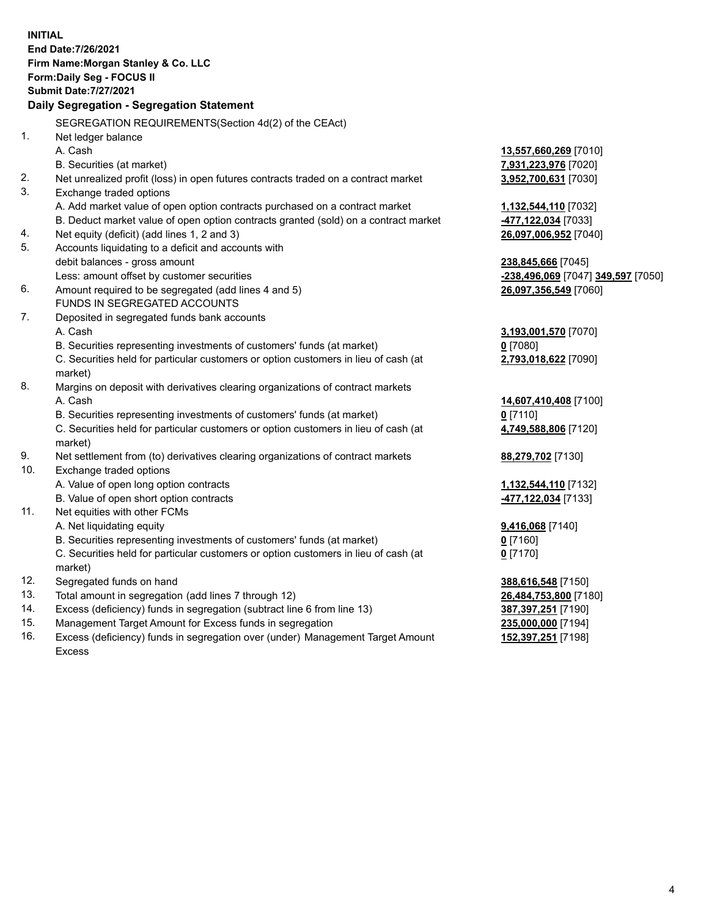**INITIAL**
**End Date:7/26/2021**
**Firm Name:Morgan Stanley & Co. LLC**
**Form:Daily Seg - FOCUS II**
**Submit Date:7/27/2021**

### Daily Segregation - Segregation Statement

SEGREGATION REQUIREMENTS(Section 4d(2) of the CEAct)

| | | |
|---|---|---|
| 1. | Net ledger balance | |
| | A. Cash | **13,557,660,269** [7010] |
| | B. Securities (at market) | **7,931,223,976** [7020] |
| 2. | Net unrealized profit (loss) in open futures contracts traded on a contract market | **3,952,700,631** [7030] |
| 3. | Exchange traded options | |
| | A. Add market value of open option contracts purchased on a contract market | **1,132,544,110** [7032] |
| | B. Deduct market value of open option contracts granted (sold) on a contract market | **-477,122,034** [7033] |
| 4. | Net equity (deficit) (add lines 1, 2 and 3) | **26,097,006,952** [7040] |
| 5. | Accounts liquidating to a deficit and accounts with | |
| | debit balances - gross amount | **238,845,666** [7045] |
| | Less: amount offset by customer securities | **-238,496,069** [7047] **349,597** [7050] |
| 6. | Amount required to be segregated (add lines 4 and 5) | **26,097,356,549** [7060] |
| | FUNDS IN SEGREGATED ACCOUNTS | |
| 7. | Deposited in segregated funds bank accounts | |
| | A. Cash | **3,193,001,570** [7070] |
| | B. Securities representing investments of customers' funds (at market) | **0** [7080] |
| | C. Securities held for particular customers or option customers in lieu of cash (at market) | **2,793,018,622** [7090] |
| 8. | Margins on deposit with derivatives clearing organizations of contract markets | |
| | A. Cash | **14,607,410,408** [7100] |
| | B. Securities representing investments of customers' funds (at market) | **0** [7110] |
| | C. Securities held for particular customers or option customers in lieu of cash (at market) | **4,749,588,806** [7120] |
| 9. | Net settlement from (to) derivatives clearing organizations of contract markets | **88,279,702** [7130] |
| 10. | Exchange traded options | |
| | A. Value of open long option contracts | **1,132,544,110** [7132] |
| | B. Value of open short option contracts | **-477,122,034** [7133] |
| 11. | Net equities with other FCMs | |
| | A. Net liquidating equity | **9,416,068** [7140] |
| | B. Securities representing investments of customers' funds (at market) | **0** [7160] |
| | C. Securities held for particular customers or option customers in lieu of cash (at market) | **0** [7170] |
| 12. | Segregated funds on hand | **388,616,548** [7150] |
| 13. | Total amount in segregation (add lines 7 through 12) | **26,484,753,800** [7180] |
| 14. | Excess (deficiency) funds in segregation (subtract line 6 from line 13) | **387,397,251** [7190] |
| 15. | Management Target Amount for Excess funds in segregation | **235,000,000** [7194] |
| 16. | Excess (deficiency) funds in segregation over (under) Management Target Amount Excess | **152,397,251** [7198] |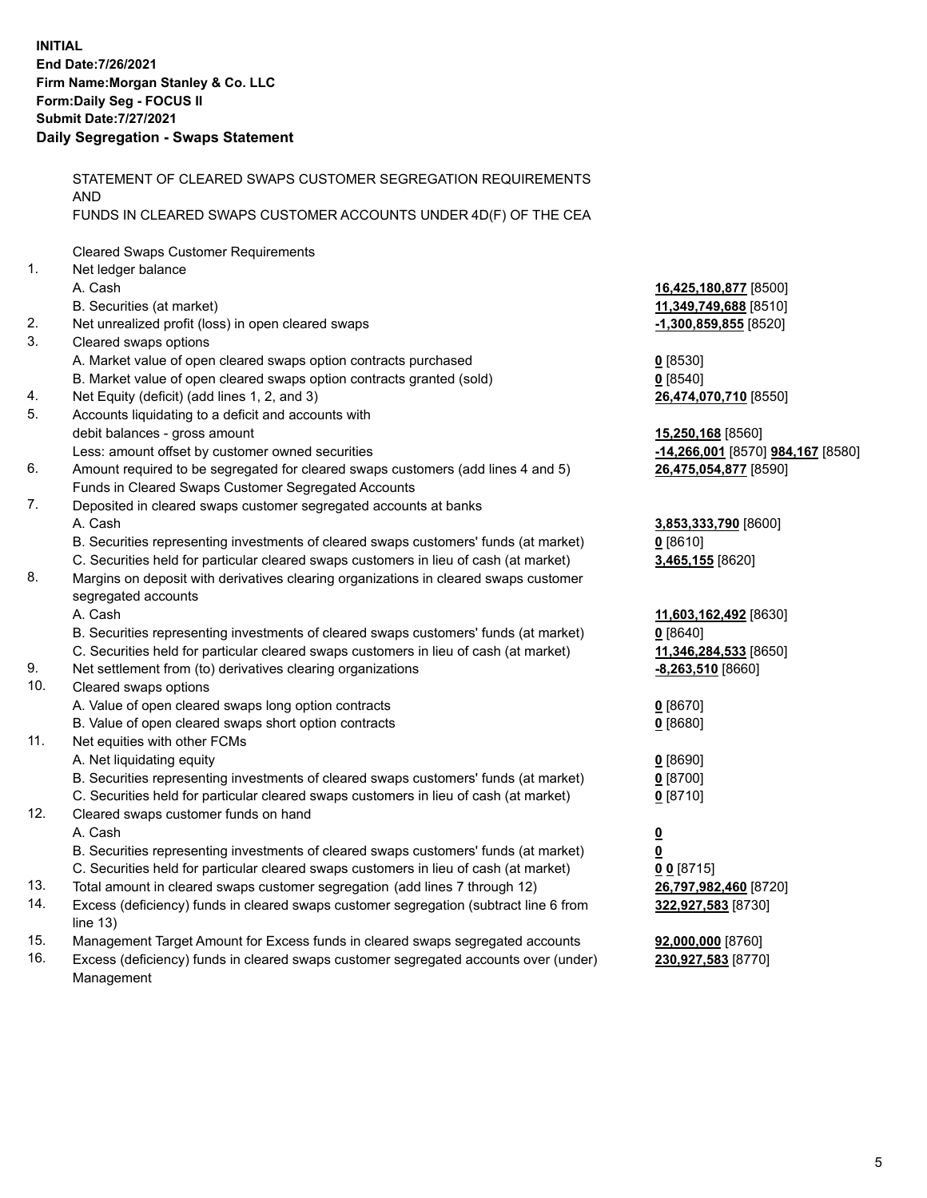**INITIAL**
**End Date:7/26/2021**
**Firm Name:Morgan Stanley & Co. LLC**
**Form:Daily Seg - FOCUS II**
**Submit Date:7/27/2021**
**Daily Segregation - Swaps Statement**

STATEMENT OF CLEARED SWAPS CUSTOMER SEGREGATION REQUIREMENTS AND
FUNDS IN CLEARED SWAPS CUSTOMER ACCOUNTS UNDER 4D(F) OF THE CEA

| | | |
|---|---|---|
| | Cleared Swaps Customer Requirements | |
| 1. | Net ledger balance | |
| | A. Cash | **16,425,180,877** [8500] |
| | B. Securities (at market) | **11,349,749,688** [8510] |
| 2. | Net unrealized profit (loss) in open cleared swaps | **-1,300,859,855** [8520] |
| 3. | Cleared swaps options | |
| | A. Market value of open cleared swaps option contracts purchased | **0** [8530] |
| | B. Market value of open cleared swaps option contracts granted (sold) | **0** [8540] |
| 4. | Net Equity (deficit) (add lines 1, 2, and 3) | **26,474,070,710** [8550] |
| 5. | Accounts liquidating to a deficit and accounts with | |
| | debit balances - gross amount | **15,250,168** [8560] |
| | Less: amount offset by customer owned securities | **-14,266,001** [8570] **984,167** [8580] |
| 6. | Amount required to be segregated for cleared swaps customers (add lines 4 and 5) | **26,475,054,877** [8590] |
| | Funds in Cleared Swaps Customer Segregated Accounts | |
| 7. | Deposited in cleared swaps customer segregated accounts at banks | |
| | A. Cash | **3,853,333,790** [8600] |
| | B. Securities representing investments of cleared swaps customers' funds (at market) | **0** [8610] |
| | C. Securities held for particular cleared swaps customers in lieu of cash (at market) | **3,465,155** [8620] |
| 8. | Margins on deposit with derivatives clearing organizations in cleared swaps customer segregated accounts | |
| | A. Cash | **11,603,162,492** [8630] |
| | B. Securities representing investments of cleared swaps customers' funds (at market) | **0** [8640] |
| | C. Securities held for particular cleared swaps customers in lieu of cash (at market) | **11,346,284,533** [8650] |
| 9. | Net settlement from (to) derivatives clearing organizations | **-8,263,510** [8660] |
| 10. | Cleared swaps options | |
| | A. Value of open cleared swaps long option contracts | **0** [8670] |
| | B. Value of open cleared swaps short option contracts | **0** [8680] |
| 11. | Net equities with other FCMs | |
| | A. Net liquidating equity | **0** [8690] |
| | B. Securities representing investments of cleared swaps customers' funds (at market) | **0** [8700] |
| | C. Securities held for particular cleared swaps customers in lieu of cash (at market) | **0** [8710] |
| 12. | Cleared swaps customer funds on hand | |
| | A. Cash | **0** |
| | B. Securities representing investments of cleared swaps customers' funds (at market) | **0** |
| | C. Securities held for particular cleared swaps customers in lieu of cash (at market) | **0** **0** [8715] |
| 13. | Total amount in cleared swaps customer segregation (add lines 7 through 12) | **26,797,982,460** [8720] |
| 14. | Excess (deficiency) funds in cleared swaps customer segregation (subtract line 6 from line 13) | **322,927,583** [8730] |
| 15. | Management Target Amount for Excess funds in cleared swaps segregated accounts | **92,000,000** [8760] |
| 16. | Excess (deficiency) funds in cleared swaps customer segregated accounts over (under) Management | **230,927,583** [8770] |